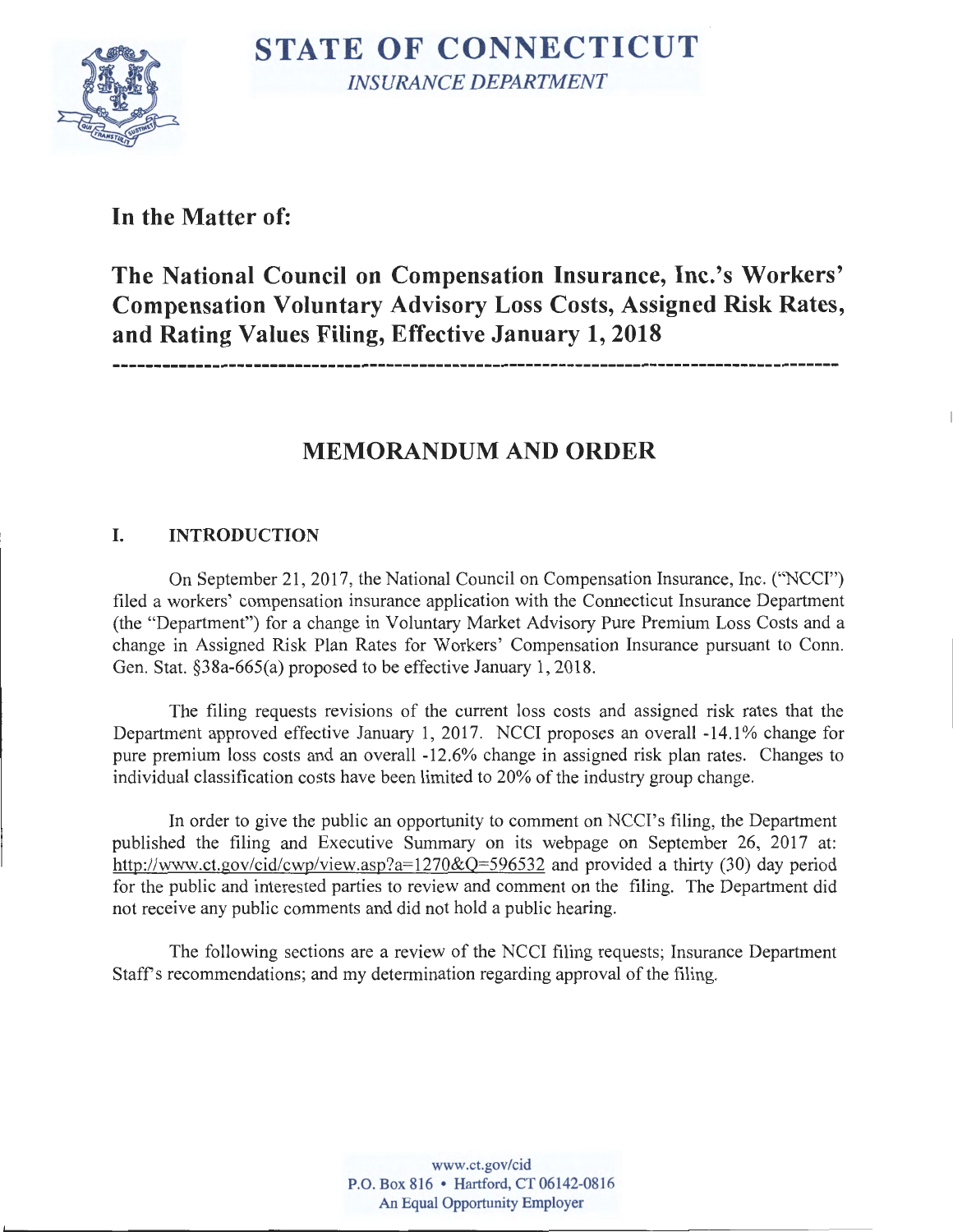# STATE OF CONNECTICUT

*INSURANCE DEPARTMENT*

## In the Matter of:

## The National Council on Compensation Insurance, Inc.'s Workers' Compensation Voluntary Advisory Loss Costs, Assigned Risk Rates, and Rating Values Filing, Effective January 1, 2018

---

## MEMORANDUM AND ORDER

### I. INTRODUCTION

On September 21, 2017, the National Council on Compensation Insurance, Inc. ("NCCI") filed a workers' compensation insurance application with the Connecticut Insurance Department (the "Department") for a change in Voluntary Market Advisory Pure Premium Loss Costs and a change in Assigned Risk Plan Rates for Workers' Compensation Insurance pursuant to Conn. Gen. Stat. §38a-665(a) proposed to be effective January 1, 2018.

The filing requests revisions of the current loss costs and assigned risk rates that the Department approved effective January 1, 2017. NCCI proposes an overall -14.1% change for pure premium loss costs and an overall -12.6% change in assigned risk plan rates. Changes to individual classification costs have been limited to 20% of the industry group change.

In order to give the public an opportunity to comment on NCCI's filing, the Department published the filing and Executive Summary on its webpage on September 26, 2017 at: http://www.ct.gov/cid/cwp/view.asp?a=1270&Q=596532 and provided a thirty (30) day period for the public and interested parties to review and comment on the filing. The Department did not receive any public comments and did not hold a public hearing.

The following sections are a review of the NCCI filing requests; Insurance Department Staff's recommendations; and my determination regarding approval of the filing.

www.ct.gov/cid
P.O. Box 816 • Hartford, CT 06142-0816
An Equal Opportunity Employer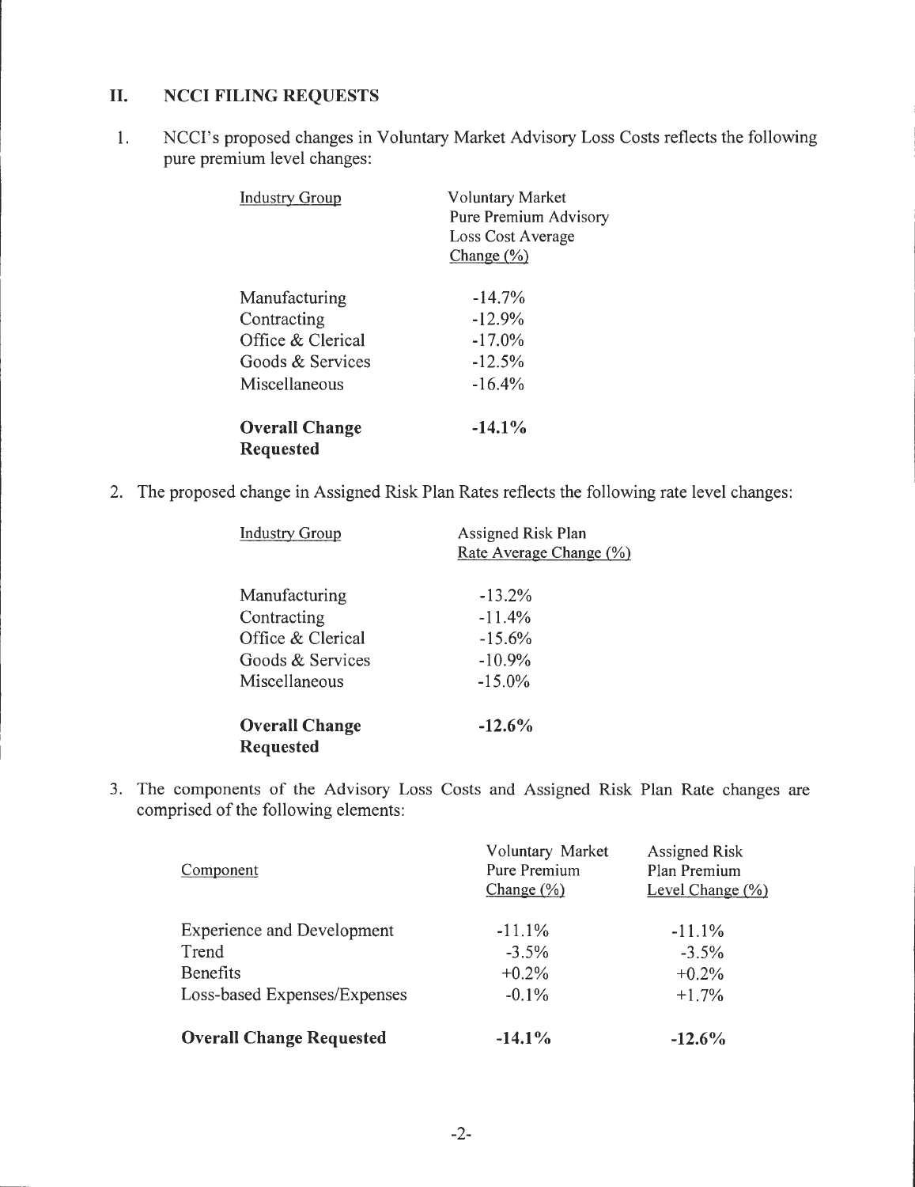## II. NCCI FILING REQUESTS

1. NCCI's proposed changes in Voluntary Market Advisory Loss Costs reflects the following pure premium level changes:

| Industry Group | Voluntary Market Pure Premium Advisory Loss Cost Average Change (%) |
|---|---|
| Manufacturing | -14.7% |
| Contracting | -12.9% |
| Office & Clerical | -17.0% |
| Goods & Services | -12.5% |
| Miscellaneous | -16.4% |
| **Overall Change Requested** | **-14.1%** |

2. The proposed change in Assigned Risk Plan Rates reflects the following rate level changes:

| Industry Group | Assigned Risk Plan Rate Average Change (%) |
|---|---|
| Manufacturing | -13.2% |
| Contracting | -11.4% |
| Office & Clerical | -15.6% |
| Goods & Services | -10.9% |
| Miscellaneous | -15.0% |
| **Overall Change Requested** | **-12.6%** |

3. The components of the Advisory Loss Costs and Assigned Risk Plan Rate changes are comprised of the following elements:

| Component | Voluntary Market Pure Premium Change (%) | Assigned Risk Plan Premium Level Change (%) |
|---|---|---|
| Experience and Development | -11.1% | -11.1% |
| Trend | -3.5% | -3.5% |
| Benefits | +0.2% | +0.2% |
| Loss-based Expenses/Expenses | -0.1% | +1.7% |
| **Overall Change Requested** | **-14.1%** | **-12.6%** |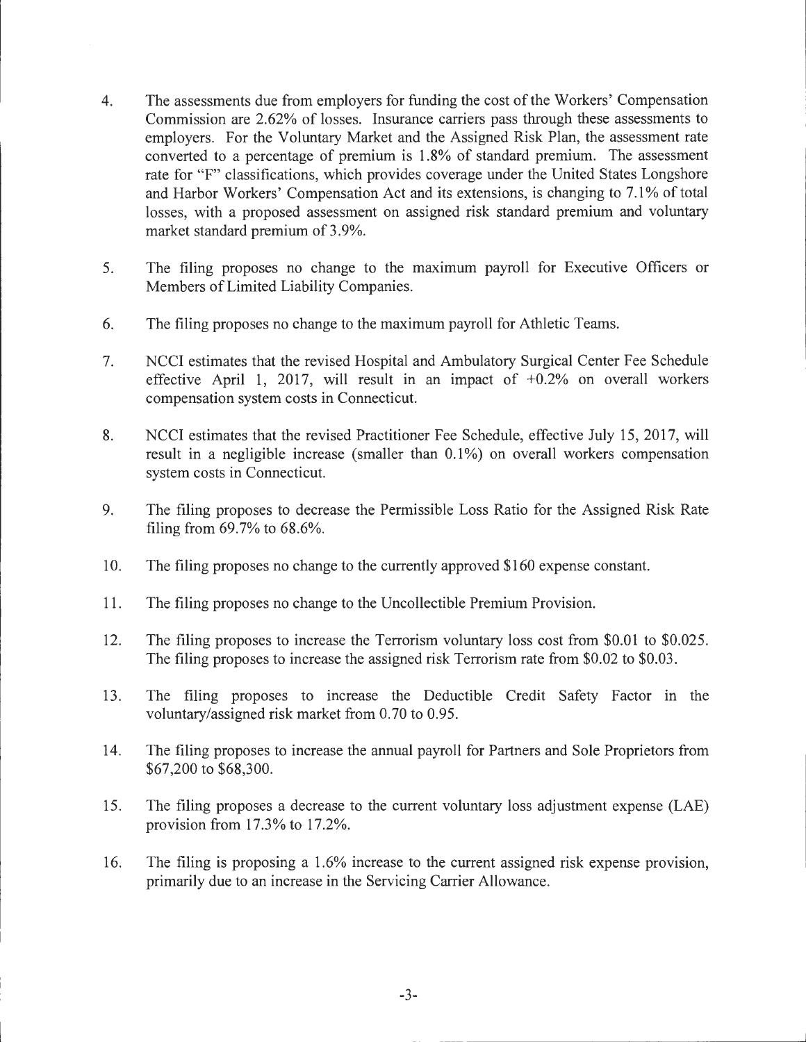4. The assessments due from employers for funding the cost of the Workers' Compensation Commission are 2.62% of losses. Insurance carriers pass through these assessments to employers. For the Voluntary Market and the Assigned Risk Plan, the assessment rate converted to a percentage of premium is 1.8% of standard premium. The assessment rate for "F" classifications, which provides coverage under the United States Longshore and Harbor Workers' Compensation Act and its extensions, is changing to 7.1% of total losses, with a proposed assessment on assigned risk standard premium and voluntary market standard premium of 3.9%.

5. The filing proposes no change to the maximum payroll for Executive Officers or Members of Limited Liability Companies.

6. The filing proposes no change to the maximum payroll for Athletic Teams.

7. NCCI estimates that the revised Hospital and Ambulatory Surgical Center Fee Schedule effective April 1, 2017, will result in an impact of +0.2% on overall workers compensation system costs in Connecticut.

8. NCCI estimates that the revised Practitioner Fee Schedule, effective July 15, 2017, will result in a negligible increase (smaller than 0.1%) on overall workers compensation system costs in Connecticut.

9. The filing proposes to decrease the Permissible Loss Ratio for the Assigned Risk Rate filing from 69.7% to 68.6%.

10. The filing proposes no change to the currently approved $160 expense constant.

11. The filing proposes no change to the Uncollectible Premium Provision.

12. The filing proposes to increase the Terrorism voluntary loss cost from $0.01 to $0.025. The filing proposes to increase the assigned risk Terrorism rate from $0.02 to $0.03.

13. The filing proposes to increase the Deductible Credit Safety Factor in the voluntary/assigned risk market from 0.70 to 0.95.

14. The filing proposes to increase the annual payroll for Partners and Sole Proprietors from $67,200 to $68,300.

15. The filing proposes a decrease to the current voluntary loss adjustment expense (LAE) provision from 17.3% to 17.2%.

16. The filing is proposing a 1.6% increase to the current assigned risk expense provision, primarily due to an increase in the Servicing Carrier Allowance.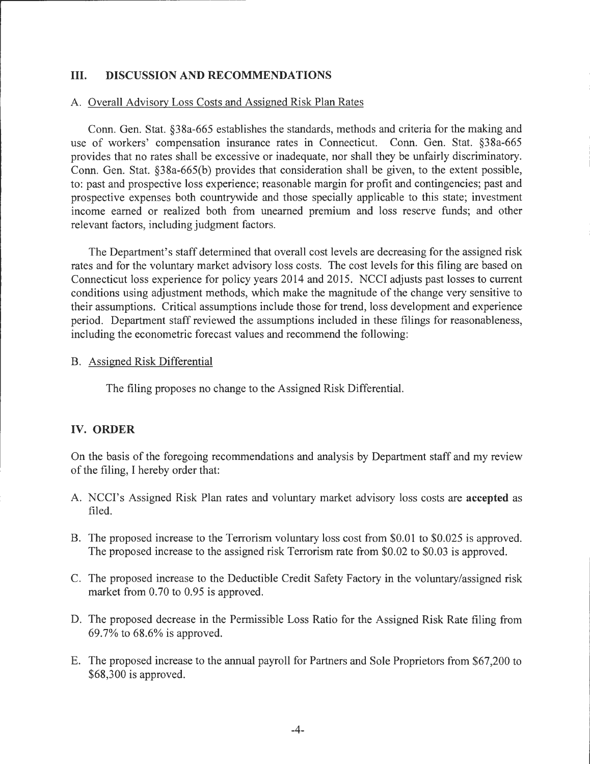## III. DISCUSSION AND RECOMMENDATIONS

### A. Overall Advisory Loss Costs and Assigned Risk Plan Rates

Conn. Gen. Stat. §38a-665 establishes the standards, methods and criteria for the making and use of workers' compensation insurance rates in Connecticut. Conn. Gen. Stat. §38a-665 provides that no rates shall be excessive or inadequate, nor shall they be unfairly discriminatory. Conn. Gen. Stat. §38a-665(b) provides that consideration shall be given, to the extent possible, to: past and prospective loss experience; reasonable margin for profit and contingencies; past and prospective expenses both countrywide and those specially applicable to this state; investment income earned or realized both from unearned premium and loss reserve funds; and other relevant factors, including judgment factors.

The Department's staff determined that overall cost levels are decreasing for the assigned risk rates and for the voluntary market advisory loss costs. The cost levels for this filing are based on Connecticut loss experience for policy years 2014 and 2015. NCCI adjusts past losses to current conditions using adjustment methods, which make the magnitude of the change very sensitive to their assumptions. Critical assumptions include those for trend, loss development and experience period. Department staff reviewed the assumptions included in these filings for reasonableness, including the econometric forecast values and recommend the following:

### B. Assigned Risk Differential

The filing proposes no change to the Assigned Risk Differential.

## IV. ORDER

On the basis of the foregoing recommendations and analysis by Department staff and my review of the filing, I hereby order that:

A. NCCI's Assigned Risk Plan rates and voluntary market advisory loss costs are **accepted** as filed.

B. The proposed increase to the Terrorism voluntary loss cost from \$0.01 to \$0.025 is approved. The proposed increase to the assigned risk Terrorism rate from \$0.02 to \$0.03 is approved.

C. The proposed increase to the Deductible Credit Safety Factory in the voluntary/assigned risk market from 0.70 to 0.95 is approved.

D. The proposed decrease in the Permissible Loss Ratio for the Assigned Risk Rate filing from 69.7% to 68.6% is approved.

E. The proposed increase to the annual payroll for Partners and Sole Proprietors from \$67,200 to \$68,300 is approved.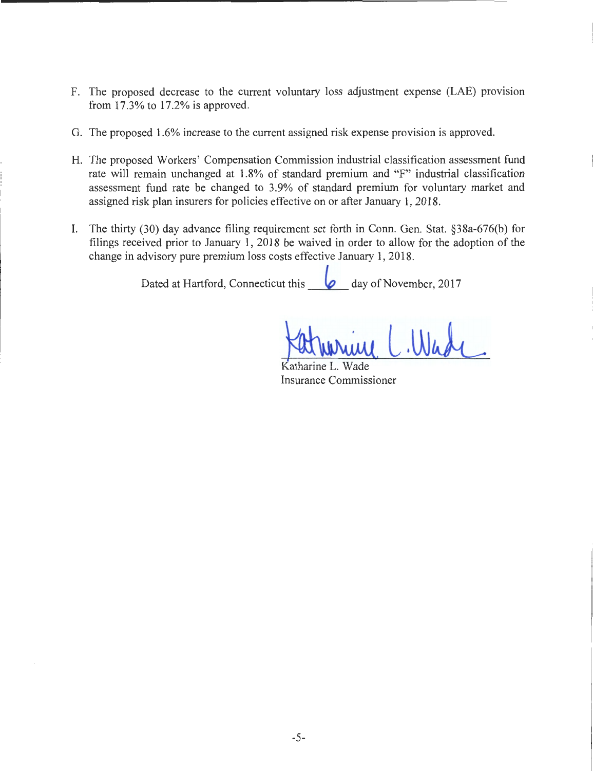F. The proposed decrease to the current voluntary loss adjustment expense (LAE) provision from 17.3% to 17.2% is approved.

G. The proposed 1.6% increase to the current assigned risk expense provision is approved.

H. The proposed Workers' Compensation Commission industrial classification assessment fund rate will remain unchanged at 1.8% of standard premium and "F" industrial classification assessment fund rate be changed to 3.9% of standard premium for voluntary market and assigned risk plan insurers for policies effective on or after January 1, 2018.

I. The thirty (30) day advance filing requirement set forth in Conn. Gen. Stat. §38a-676(b) for filings received prior to January 1, 2018 be waived in order to allow for the adoption of the change in advisory pure premium loss costs effective January 1, 2018.

Dated at Hartford, Connecticut this 6 day of November, 2017

Katharine L. Wade
Insurance Commissioner